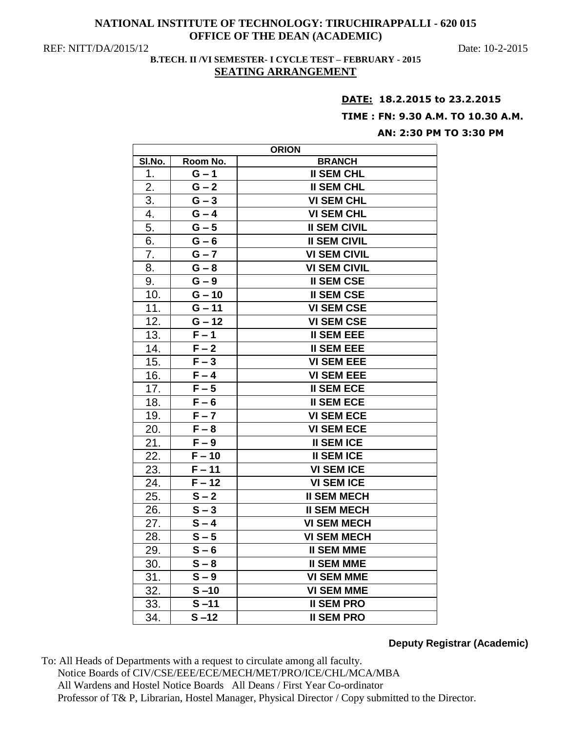**NATIONAL INSTITUTE OF TECHNOLOGY: TIRUCHIRAPPALLI - 620 015**
**OFFICE OF THE DEAN (ACADEMIC)**

REF: NITT/DA/2015/12 Date: 10-2-2015

**B.TECH. II /VI SEMESTER- I CYCLE TEST – FEBRUARY - 2015**

**SEATING ARRANGEMENT**

**DATE: 18.2.2015 to 23.2.2015**

**TIME : FN: 9.30 A.M. TO 10.30 A.M.**

**AN: 2:30 PM TO 3:30 PM**

| ORION | | |
|---|---|---|
| **Sl.No.** | **Room No.** | **BRANCH** |
| 1. | G – 1 | II SEM CHL |
| 2. | G – 2 | II SEM CHL |
| 3. | G – 3 | VI SEM CHL |
| 4. | G – 4 | VI SEM CHL |
| 5. | G – 5 | II SEM CIVIL |
| 6. | G – 6 | II SEM CIVIL |
| 7. | G – 7 | VI SEM CIVIL |
| 8. | G – 8 | VI SEM CIVIL |
| 9. | G – 9 | II SEM CSE |
| 10. | G – 10 | II SEM CSE |
| 11. | G – 11 | VI SEM CSE |
| 12. | G – 12 | VI SEM CSE |
| 13. | F – 1 | II SEM EEE |
| 14. | F – 2 | II SEM EEE |
| 15. | F – 3 | VI SEM EEE |
| 16. | F – 4 | VI SEM EEE |
| 17. | F – 5 | II SEM ECE |
| 18. | F – 6 | II SEM ECE |
| 19. | F – 7 | VI SEM ECE |
| 20. | F – 8 | VI SEM ECE |
| 21. | F – 9 | II SEM ICE |
| 22. | F – 10 | II SEM ICE |
| 23. | F – 11 | VI SEM ICE |
| 24. | F – 12 | VI SEM ICE |
| 25. | S – 2 | II SEM MECH |
| 26. | S – 3 | II SEM MECH |
| 27. | S – 4 | VI SEM MECH |
| 28. | S – 5 | VI SEM MECH |
| 29. | S – 6 | II SEM MME |
| 30. | S – 8 | II SEM MME |
| 31. | S – 9 | VI SEM MME |
| 32. | S –10 | VI SEM MME |
| 33. | S –11 | II SEM PRO |
| 34. | S –12 | II SEM PRO |

**Deputy Registrar (Academic)**

To: All Heads of Departments with a request to circulate among all faculty.
Notice Boards of CIV/CSE/EEE/ECE/MECH/MET/PRO/ICE/CHL/MCA/MBA
All Wardens and Hostel Notice Boards All Deans / First Year Co-ordinator
Professor of T& P, Librarian, Hostel Manager, Physical Director / Copy submitted to the Director.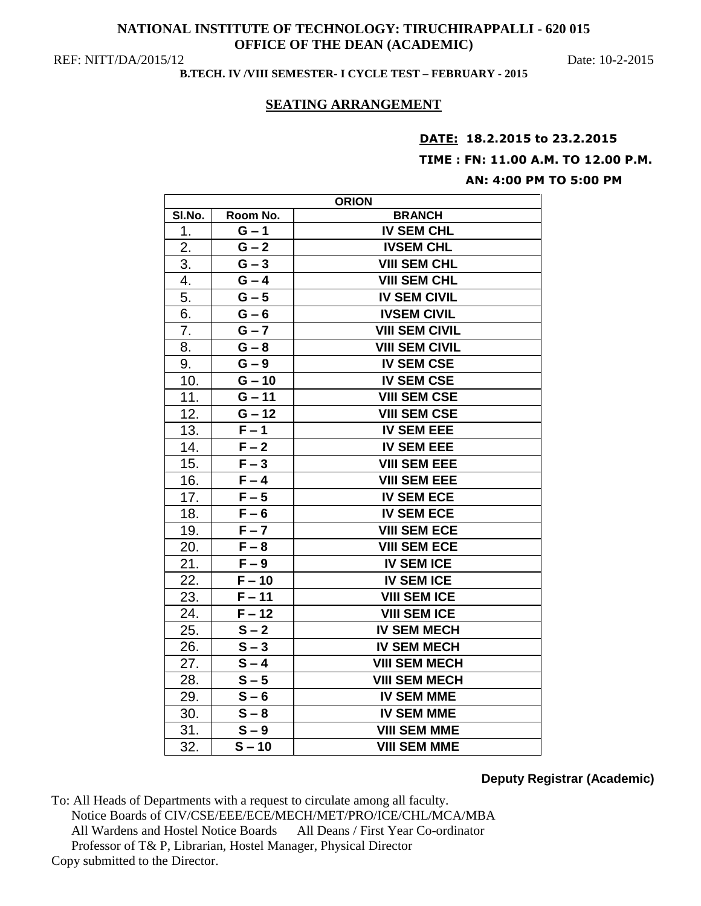**NATIONAL INSTITUTE OF TECHNOLOGY: TIRUCHIRAPPALLI - 620 015**
**OFFICE OF THE DEAN (ACADEMIC)**

REF: NITT/DA/2015/12 Date: 10-2-2015

**B.TECH. IV /VIII SEMESTER- I CYCLE TEST – FEBRUARY - 2015**

## SEATING ARRANGEMENT

**DATE: 18.2.2015 to 23.2.2015**

**TIME : FN: 11.00 A.M. TO 12.00 P.M.**

**AN: 4:00 PM TO 5:00 PM**

| ORION | | |
|---|---|---|
| **Sl.No.** | **Room No.** | **BRANCH** |
| 1. | G – 1 | IV SEM CHL |
| 2. | G – 2 | IVSEM CHL |
| 3. | G – 3 | VIII SEM CHL |
| 4. | G – 4 | VIII SEM CHL |
| 5. | G – 5 | IV SEM CIVIL |
| 6. | G – 6 | IVSEM CIVIL |
| 7. | G – 7 | VIII SEM CIVIL |
| 8. | G – 8 | VIII SEM CIVIL |
| 9. | G – 9 | IV SEM CSE |
| 10. | G – 10 | IV SEM CSE |
| 11. | G – 11 | VIII SEM CSE |
| 12. | G – 12 | VIII SEM CSE |
| 13. | F – 1 | IV SEM EEE |
| 14. | F – 2 | IV SEM EEE |
| 15. | F – 3 | VIII SEM EEE |
| 16. | F – 4 | VIII SEM EEE |
| 17. | F – 5 | IV SEM ECE |
| 18. | F – 6 | IV SEM ECE |
| 19. | F – 7 | VIII SEM ECE |
| 20. | F – 8 | VIII SEM ECE |
| 21. | F – 9 | IV SEM ICE |
| 22. | F – 10 | IV SEM ICE |
| 23. | F – 11 | VIII SEM ICE |
| 24. | F – 12 | VIII SEM ICE |
| 25. | S – 2 | IV SEM MECH |
| 26. | S – 3 | IV SEM MECH |
| 27. | S – 4 | VIII SEM MECH |
| 28. | S – 5 | VIII SEM MECH |
| 29. | S – 6 | IV SEM MME |
| 30. | S – 8 | IV SEM MME |
| 31. | S – 9 | VIII SEM MME |
| 32. | S – 10 | VIII SEM MME |

**Deputy Registrar (Academic)**

To: All Heads of Departments with a request to circulate among all faculty.
Notice Boards of CIV/CSE/EEE/ECE/MECH/MET/PRO/ICE/CHL/MCA/MBA
All Wardens and Hostel Notice Boards All Deans / First Year Co-ordinator
Professor of T& P, Librarian, Hostel Manager, Physical Director
Copy submitted to the Director.